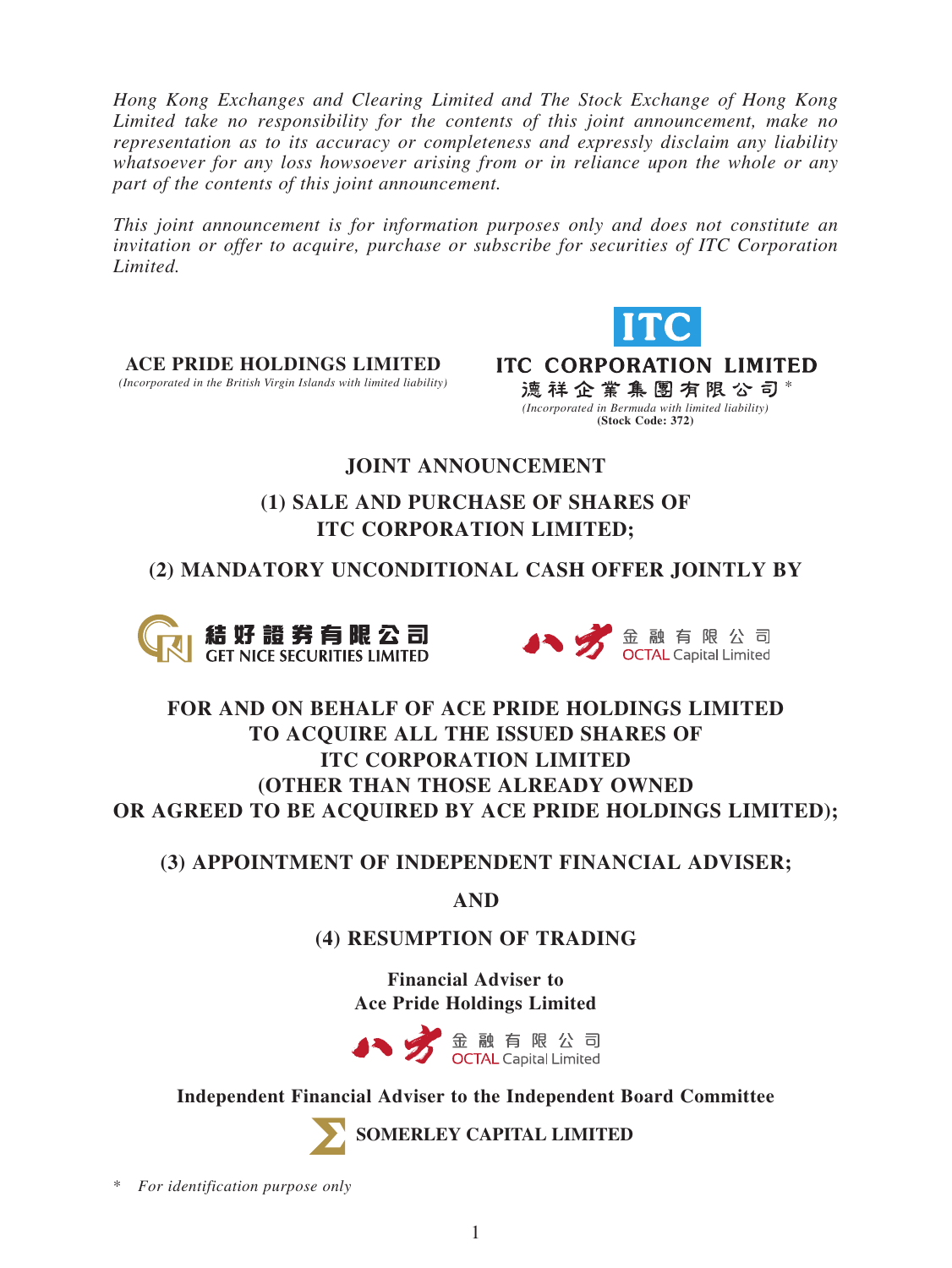*Hong Kong Exchanges and Clearing Limited and The Stock Exchange of Hong Kong Limited take no responsibility for the contents of this joint announcement, make no representation as to its accuracy or completeness and expressly disclaim any liability whatsoever for any loss howsoever arising from or in reliance upon the whole or any part of the contents of this joint announcement.*

*This joint announcement is for information purposes only and does not constitute an invitation or offer to acquire, purchase or subscribe for securities of ITC Corporation Limited.*

**ACE PRIDE HOLDINGS LIMITED**
*(Incorporated in the British Virgin Islands with limited liability)*

**ITC**

**ITC CORPORATION LIMITED**
**德祥企業集團有限公司** *
*(Incorporated in Bermuda with limited liability)*
**(Stock Code: 372)**

# JOINT ANNOUNCEMENT

## (1) SALE AND PURCHASE OF SHARES OF ITC CORPORATION LIMITED;

## (2) MANDATORY UNCONDITIONAL CASH OFFER JOINTLY BY

**結好證券有限公司 GET NICE SECURITIES LIMITED**

**八方金融有限公司 OCTAL Capital Limited**

## FOR AND ON BEHALF OF ACE PRIDE HOLDINGS LIMITED TO ACQUIRE ALL THE ISSUED SHARES OF ITC CORPORATION LIMITED (OTHER THAN THOSE ALREADY OWNED OR AGREED TO BE ACQUIRED BY ACE PRIDE HOLDINGS LIMITED);

## (3) APPOINTMENT OF INDEPENDENT FINANCIAL ADVISER;

## AND

## (4) RESUMPTION OF TRADING

**Financial Adviser to Ace Pride Holdings Limited**

**八方金融有限公司 OCTAL Capital Limited**

**Independent Financial Adviser to the Independent Board Committee**

**SOMERLEY CAPITAL LIMITED**

\* *For identification purpose only*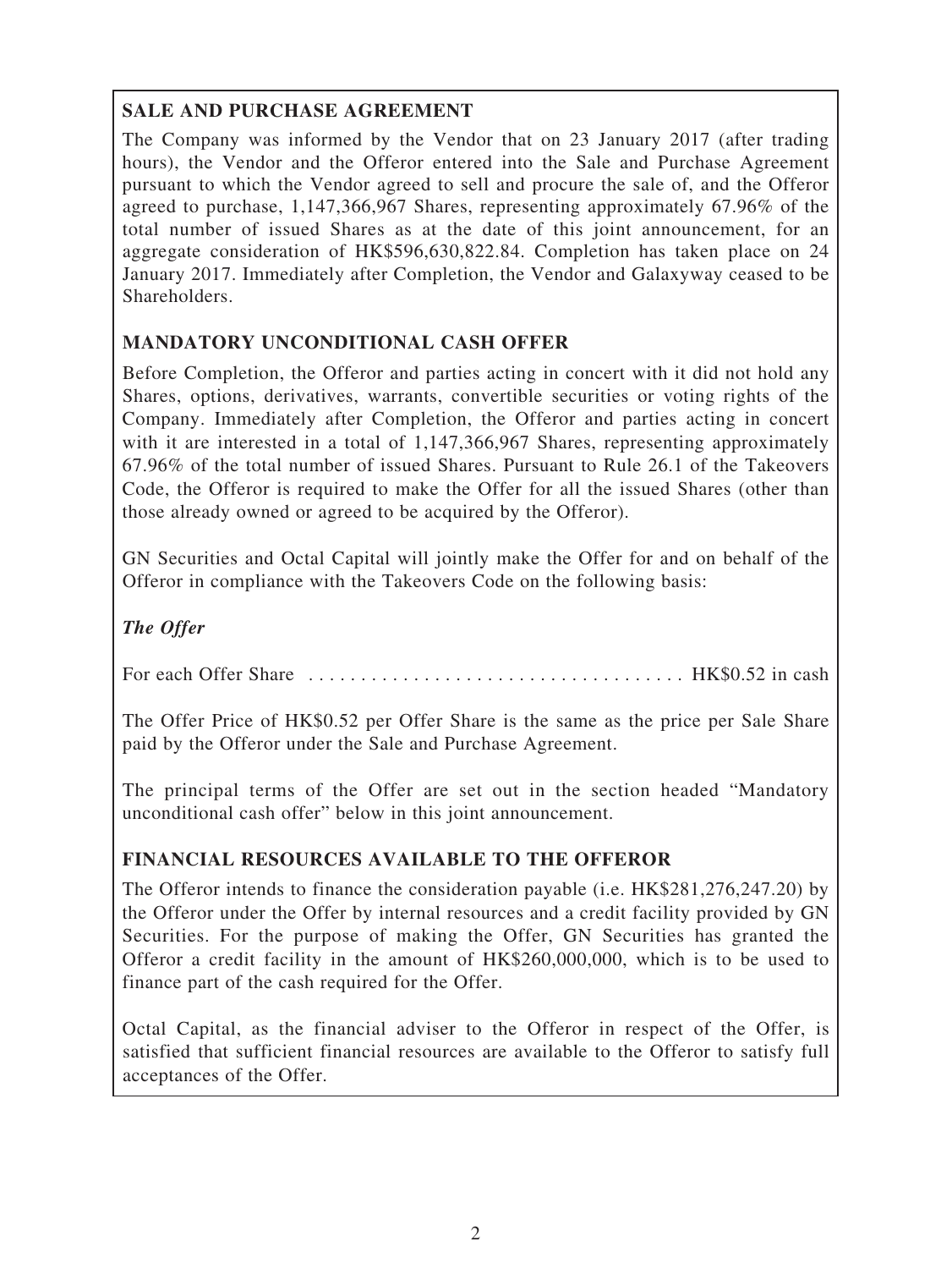## SALE AND PURCHASE AGREEMENT

The Company was informed by the Vendor that on 23 January 2017 (after trading hours), the Vendor and the Offeror entered into the Sale and Purchase Agreement pursuant to which the Vendor agreed to sell and procure the sale of, and the Offeror agreed to purchase, 1,147,366,967 Shares, representing approximately 67.96% of the total number of issued Shares as at the date of this joint announcement, for an aggregate consideration of HK$596,630,822.84. Completion has taken place on 24 January 2017. Immediately after Completion, the Vendor and Galaxyway ceased to be Shareholders.

## MANDATORY UNCONDITIONAL CASH OFFER

Before Completion, the Offeror and parties acting in concert with it did not hold any Shares, options, derivatives, warrants, convertible securities or voting rights of the Company. Immediately after Completion, the Offeror and parties acting in concert with it are interested in a total of 1,147,366,967 Shares, representing approximately 67.96% of the total number of issued Shares. Pursuant to Rule 26.1 of the Takeovers Code, the Offeror is required to make the Offer for all the issued Shares (other than those already owned or agreed to be acquired by the Offeror).

GN Securities and Octal Capital will jointly make the Offer for and on behalf of the Offeror in compliance with the Takeovers Code on the following basis:

### *The Offer*

For each Offer Share .................................... HK$0.52 in cash

The Offer Price of HK$0.52 per Offer Share is the same as the price per Sale Share paid by the Offeror under the Sale and Purchase Agreement.

The principal terms of the Offer are set out in the section headed "Mandatory unconditional cash offer" below in this joint announcement.

## FINANCIAL RESOURCES AVAILABLE TO THE OFFEROR

The Offeror intends to finance the consideration payable (i.e. HK$281,276,247.20) by the Offeror under the Offer by internal resources and a credit facility provided by GN Securities. For the purpose of making the Offer, GN Securities has granted the Offeror a credit facility in the amount of HK$260,000,000, which is to be used to finance part of the cash required for the Offer.

Octal Capital, as the financial adviser to the Offeror in respect of the Offer, is satisfied that sufficient financial resources are available to the Offeror to satisfy full acceptances of the Offer.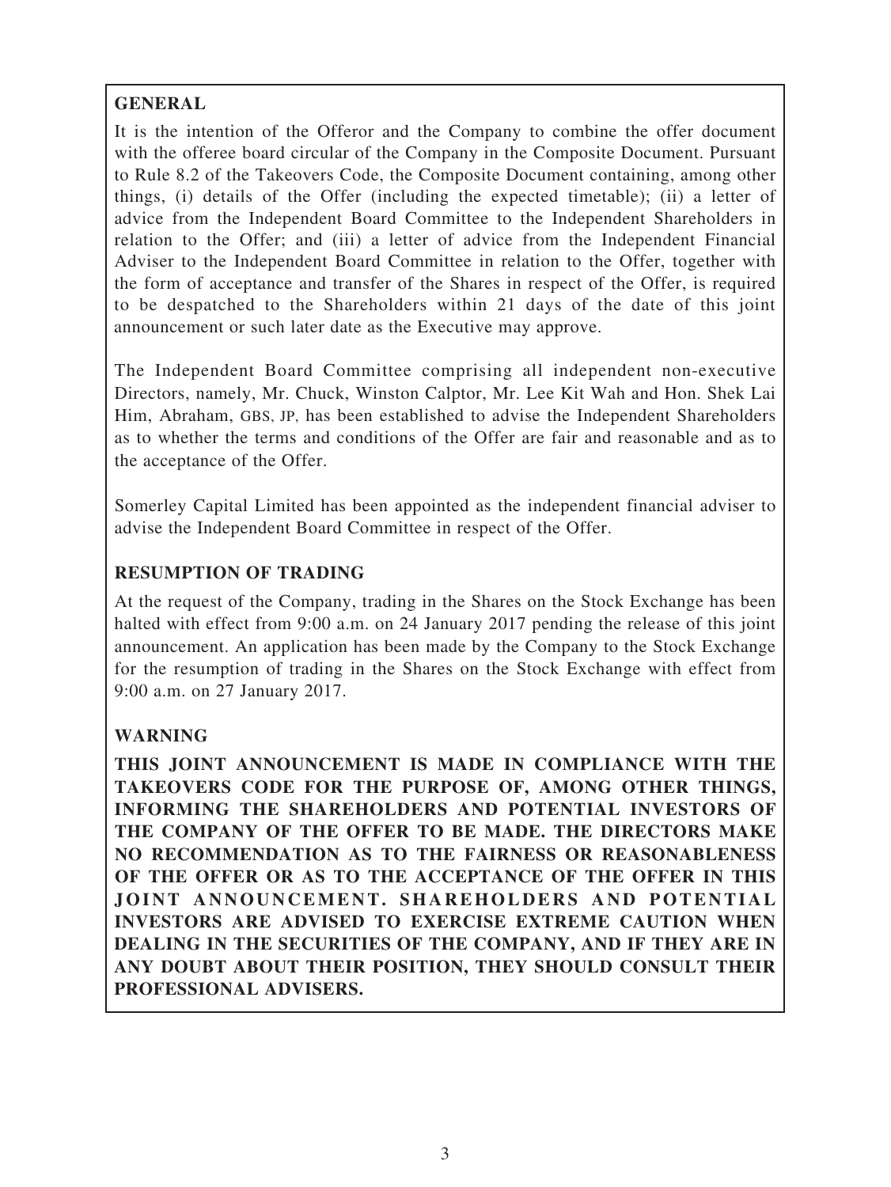## GENERAL

It is the intention of the Offeror and the Company to combine the offer document with the offeree board circular of the Company in the Composite Document. Pursuant to Rule 8.2 of the Takeovers Code, the Composite Document containing, among other things, (i) details of the Offer (including the expected timetable); (ii) a letter of advice from the Independent Board Committee to the Independent Shareholders in relation to the Offer; and (iii) a letter of advice from the Independent Financial Adviser to the Independent Board Committee in relation to the Offer, together with the form of acceptance and transfer of the Shares in respect of the Offer, is required to be despatched to the Shareholders within 21 days of the date of this joint announcement or such later date as the Executive may approve.

The Independent Board Committee comprising all independent non-executive Directors, namely, Mr. Chuck, Winston Calptor, Mr. Lee Kit Wah and Hon. Shek Lai Him, Abraham, GBS, JP, has been established to advise the Independent Shareholders as to whether the terms and conditions of the Offer are fair and reasonable and as to the acceptance of the Offer.

Somerley Capital Limited has been appointed as the independent financial adviser to advise the Independent Board Committee in respect of the Offer.

## RESUMPTION OF TRADING

At the request of the Company, trading in the Shares on the Stock Exchange has been halted with effect from 9:00 a.m. on 24 January 2017 pending the release of this joint announcement. An application has been made by the Company to the Stock Exchange for the resumption of trading in the Shares on the Stock Exchange with effect from 9:00 a.m. on 27 January 2017.

## WARNING

**THIS JOINT ANNOUNCEMENT IS MADE IN COMPLIANCE WITH THE TAKEOVERS CODE FOR THE PURPOSE OF, AMONG OTHER THINGS, INFORMING THE SHAREHOLDERS AND POTENTIAL INVESTORS OF THE COMPANY OF THE OFFER TO BE MADE. THE DIRECTORS MAKE NO RECOMMENDATION AS TO THE FAIRNESS OR REASONABLENESS OF THE OFFER OR AS TO THE ACCEPTANCE OF THE OFFER IN THIS JOINT ANNOUNCEMENT. SHAREHOLDERS AND POTENTIAL INVESTORS ARE ADVISED TO EXERCISE EXTREME CAUTION WHEN DEALING IN THE SECURITIES OF THE COMPANY, AND IF THEY ARE IN ANY DOUBT ABOUT THEIR POSITION, THEY SHOULD CONSULT THEIR PROFESSIONAL ADVISERS.**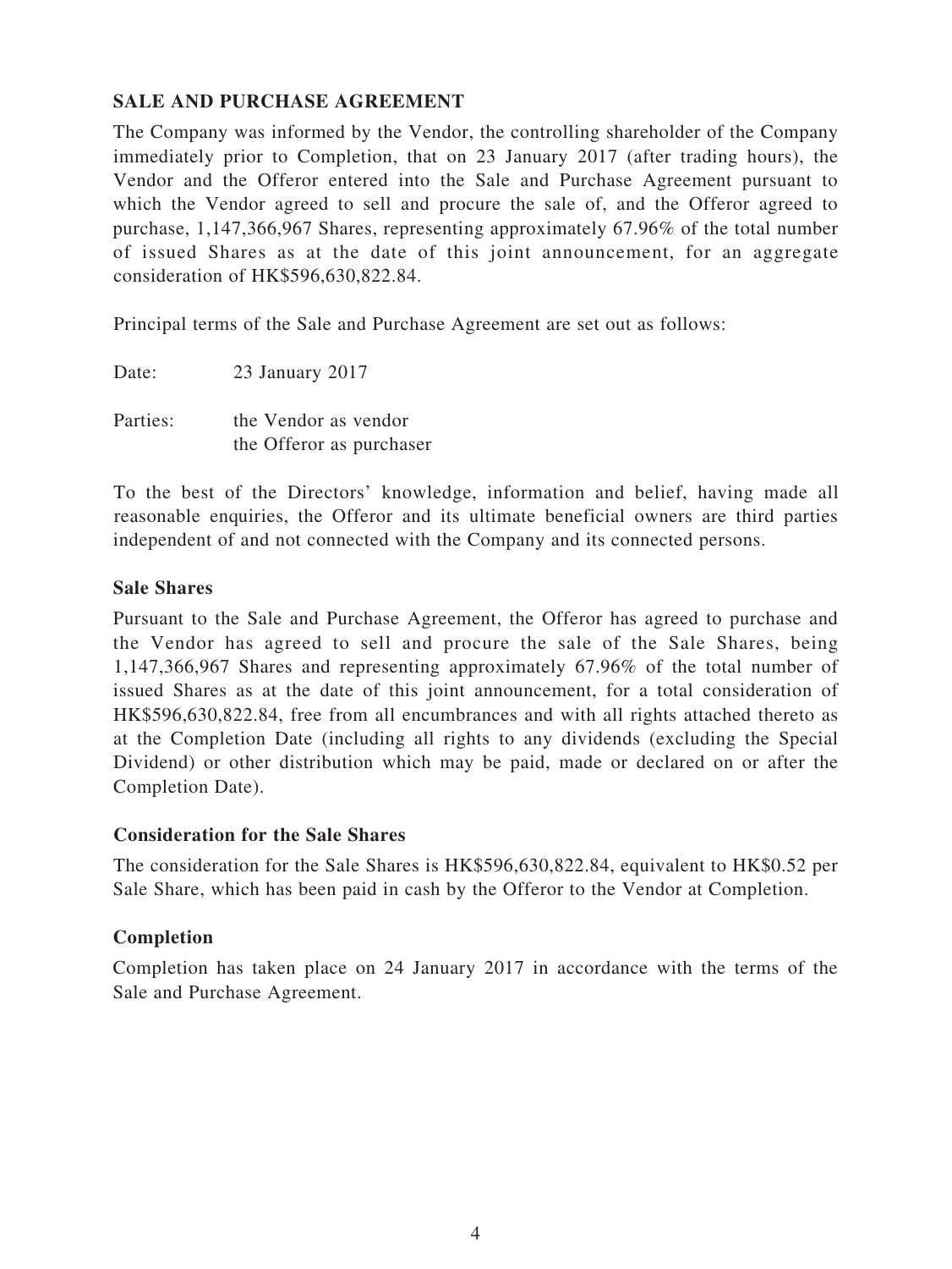## SALE AND PURCHASE AGREEMENT

The Company was informed by the Vendor, the controlling shareholder of the Company immediately prior to Completion, that on 23 January 2017 (after trading hours), the Vendor and the Offeror entered into the Sale and Purchase Agreement pursuant to which the Vendor agreed to sell and procure the sale of, and the Offeror agreed to purchase, 1,147,366,967 Shares, representing approximately 67.96% of the total number of issued Shares as at the date of this joint announcement, for an aggregate consideration of HK$596,630,822.84.

Principal terms of the Sale and Purchase Agreement are set out as follows:

Date: 23 January 2017

Parties: the Vendor as vendor
the Offeror as purchaser

To the best of the Directors' knowledge, information and belief, having made all reasonable enquiries, the Offeror and its ultimate beneficial owners are third parties independent of and not connected with the Company and its connected persons.

### Sale Shares

Pursuant to the Sale and Purchase Agreement, the Offeror has agreed to purchase and the Vendor has agreed to sell and procure the sale of the Sale Shares, being 1,147,366,967 Shares and representing approximately 67.96% of the total number of issued Shares as at the date of this joint announcement, for a total consideration of HK$596,630,822.84, free from all encumbrances and with all rights attached thereto as at the Completion Date (including all rights to any dividends (excluding the Special Dividend) or other distribution which may be paid, made or declared on or after the Completion Date).

### Consideration for the Sale Shares

The consideration for the Sale Shares is HK$596,630,822.84, equivalent to HK$0.52 per Sale Share, which has been paid in cash by the Offeror to the Vendor at Completion.

### Completion

Completion has taken place on 24 January 2017 in accordance with the terms of the Sale and Purchase Agreement.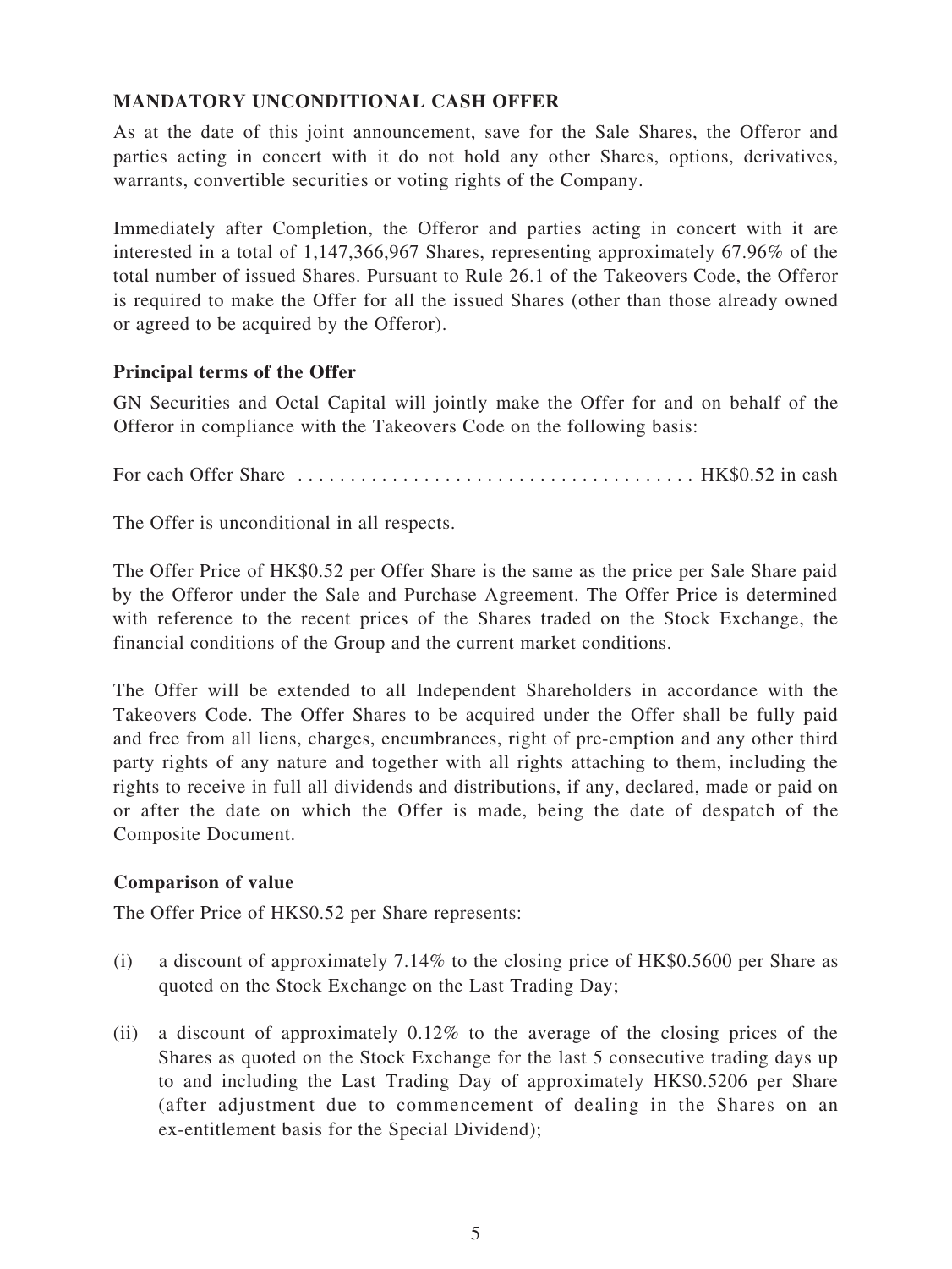## MANDATORY UNCONDITIONAL CASH OFFER

As at the date of this joint announcement, save for the Sale Shares, the Offeror and parties acting in concert with it do not hold any other Shares, options, derivatives, warrants, convertible securities or voting rights of the Company.

Immediately after Completion, the Offeror and parties acting in concert with it are interested in a total of 1,147,366,967 Shares, representing approximately 67.96% of the total number of issued Shares. Pursuant to Rule 26.1 of the Takeovers Code, the Offeror is required to make the Offer for all the issued Shares (other than those already owned or agreed to be acquired by the Offeror).

### Principal terms of the Offer

GN Securities and Octal Capital will jointly make the Offer for and on behalf of the Offeror in compliance with the Takeovers Code on the following basis:

For each Offer Share . . . . . . . . . . . . . . . . . . . . . . . . . . . . . . . . . . . . . . HK$0.52 in cash

The Offer is unconditional in all respects.

The Offer Price of HK$0.52 per Offer Share is the same as the price per Sale Share paid by the Offeror under the Sale and Purchase Agreement. The Offer Price is determined with reference to the recent prices of the Shares traded on the Stock Exchange, the financial conditions of the Group and the current market conditions.

The Offer will be extended to all Independent Shareholders in accordance with the Takeovers Code. The Offer Shares to be acquired under the Offer shall be fully paid and free from all liens, charges, encumbrances, right of pre-emption and any other third party rights of any nature and together with all rights attaching to them, including the rights to receive in full all dividends and distributions, if any, declared, made or paid on or after the date on which the Offer is made, being the date of despatch of the Composite Document.

### Comparison of value

The Offer Price of HK$0.52 per Share represents:

(i) a discount of approximately 7.14% to the closing price of HK$0.5600 per Share as quoted on the Stock Exchange on the Last Trading Day;

(ii) a discount of approximately 0.12% to the average of the closing prices of the Shares as quoted on the Stock Exchange for the last 5 consecutive trading days up to and including the Last Trading Day of approximately HK$0.5206 per Share (after adjustment due to commencement of dealing in the Shares on an ex-entitlement basis for the Special Dividend);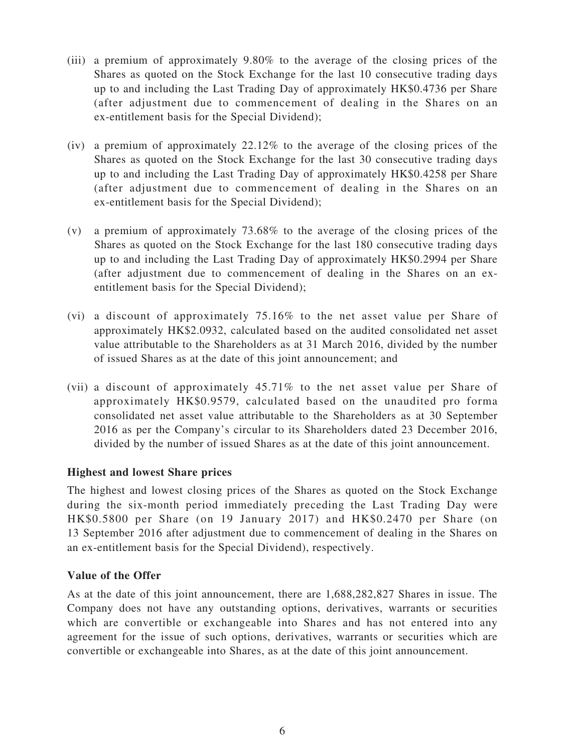(iii) a premium of approximately 9.80% to the average of the closing prices of the Shares as quoted on the Stock Exchange for the last 10 consecutive trading days up to and including the Last Trading Day of approximately HK$0.4736 per Share (after adjustment due to commencement of dealing in the Shares on an ex-entitlement basis for the Special Dividend);

(iv) a premium of approximately 22.12% to the average of the closing prices of the Shares as quoted on the Stock Exchange for the last 30 consecutive trading days up to and including the Last Trading Day of approximately HK$0.4258 per Share (after adjustment due to commencement of dealing in the Shares on an ex-entitlement basis for the Special Dividend);

(v) a premium of approximately 73.68% to the average of the closing prices of the Shares as quoted on the Stock Exchange for the last 180 consecutive trading days up to and including the Last Trading Day of approximately HK$0.2994 per Share (after adjustment due to commencement of dealing in the Shares on an ex-entitlement basis for the Special Dividend);

(vi) a discount of approximately 75.16% to the net asset value per Share of approximately HK$2.0932, calculated based on the audited consolidated net asset value attributable to the Shareholders as at 31 March 2016, divided by the number of issued Shares as at the date of this joint announcement; and

(vii) a discount of approximately 45.71% to the net asset value per Share of approximately HK$0.9579, calculated based on the unaudited pro forma consolidated net asset value attributable to the Shareholders as at 30 September 2016 as per the Company's circular to its Shareholders dated 23 December 2016, divided by the number of issued Shares as at the date of this joint announcement.

**Highest and lowest Share prices**

The highest and lowest closing prices of the Shares as quoted on the Stock Exchange during the six-month period immediately preceding the Last Trading Day were HK$0.5800 per Share (on 19 January 2017) and HK$0.2470 per Share (on 13 September 2016 after adjustment due to commencement of dealing in the Shares on an ex-entitlement basis for the Special Dividend), respectively.

**Value of the Offer**

As at the date of this joint announcement, there are 1,688,282,827 Shares in issue. The Company does not have any outstanding options, derivatives, warrants or securities which are convertible or exchangeable into Shares and has not entered into any agreement for the issue of such options, derivatives, warrants or securities which are convertible or exchangeable into Shares, as at the date of this joint announcement.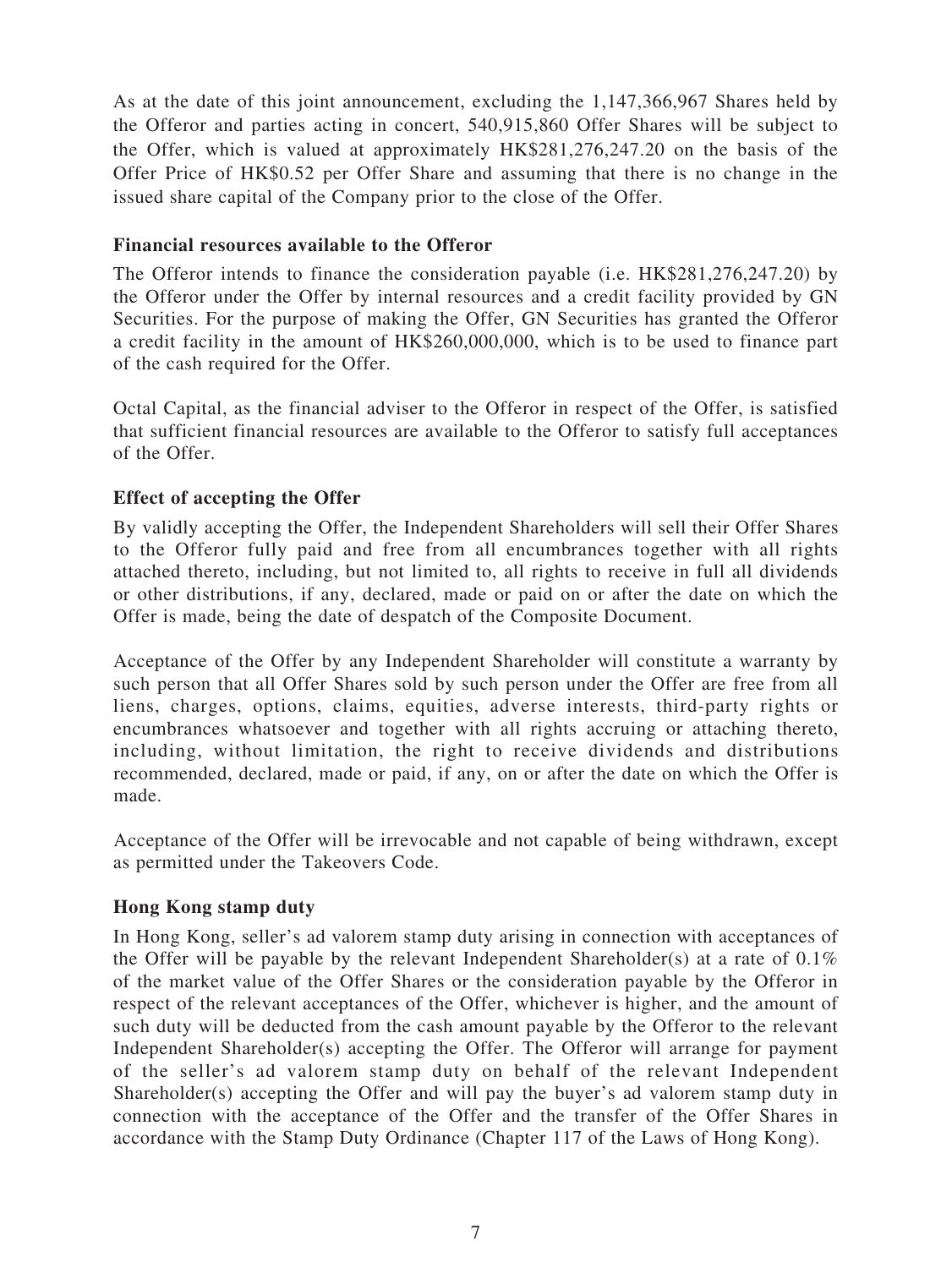As at the date of this joint announcement, excluding the 1,147,366,967 Shares held by the Offeror and parties acting in concert, 540,915,860 Offer Shares will be subject to the Offer, which is valued at approximately HK$281,276,247.20 on the basis of the Offer Price of HK$0.52 per Offer Share and assuming that there is no change in the issued share capital of the Company prior to the close of the Offer.

**Financial resources available to the Offeror**

The Offeror intends to finance the consideration payable (i.e. HK$281,276,247.20) by the Offeror under the Offer by internal resources and a credit facility provided by GN Securities. For the purpose of making the Offer, GN Securities has granted the Offeror a credit facility in the amount of HK$260,000,000, which is to be used to finance part of the cash required for the Offer.

Octal Capital, as the financial adviser to the Offeror in respect of the Offer, is satisfied that sufficient financial resources are available to the Offeror to satisfy full acceptances of the Offer.

**Effect of accepting the Offer**

By validly accepting the Offer, the Independent Shareholders will sell their Offer Shares to the Offeror fully paid and free from all encumbrances together with all rights attached thereto, including, but not limited to, all rights to receive in full all dividends or other distributions, if any, declared, made or paid on or after the date on which the Offer is made, being the date of despatch of the Composite Document.

Acceptance of the Offer by any Independent Shareholder will constitute a warranty by such person that all Offer Shares sold by such person under the Offer are free from all liens, charges, options, claims, equities, adverse interests, third-party rights or encumbrances whatsoever and together with all rights accruing or attaching thereto, including, without limitation, the right to receive dividends and distributions recommended, declared, made or paid, if any, on or after the date on which the Offer is made.

Acceptance of the Offer will be irrevocable and not capable of being withdrawn, except as permitted under the Takeovers Code.

**Hong Kong stamp duty**

In Hong Kong, seller's ad valorem stamp duty arising in connection with acceptances of the Offer will be payable by the relevant Independent Shareholder(s) at a rate of 0.1% of the market value of the Offer Shares or the consideration payable by the Offeror in respect of the relevant acceptances of the Offer, whichever is higher, and the amount of such duty will be deducted from the cash amount payable by the Offeror to the relevant Independent Shareholder(s) accepting the Offer. The Offeror will arrange for payment of the seller's ad valorem stamp duty on behalf of the relevant Independent Shareholder(s) accepting the Offer and will pay the buyer's ad valorem stamp duty in connection with the acceptance of the Offer and the transfer of the Offer Shares in accordance with the Stamp Duty Ordinance (Chapter 117 of the Laws of Hong Kong).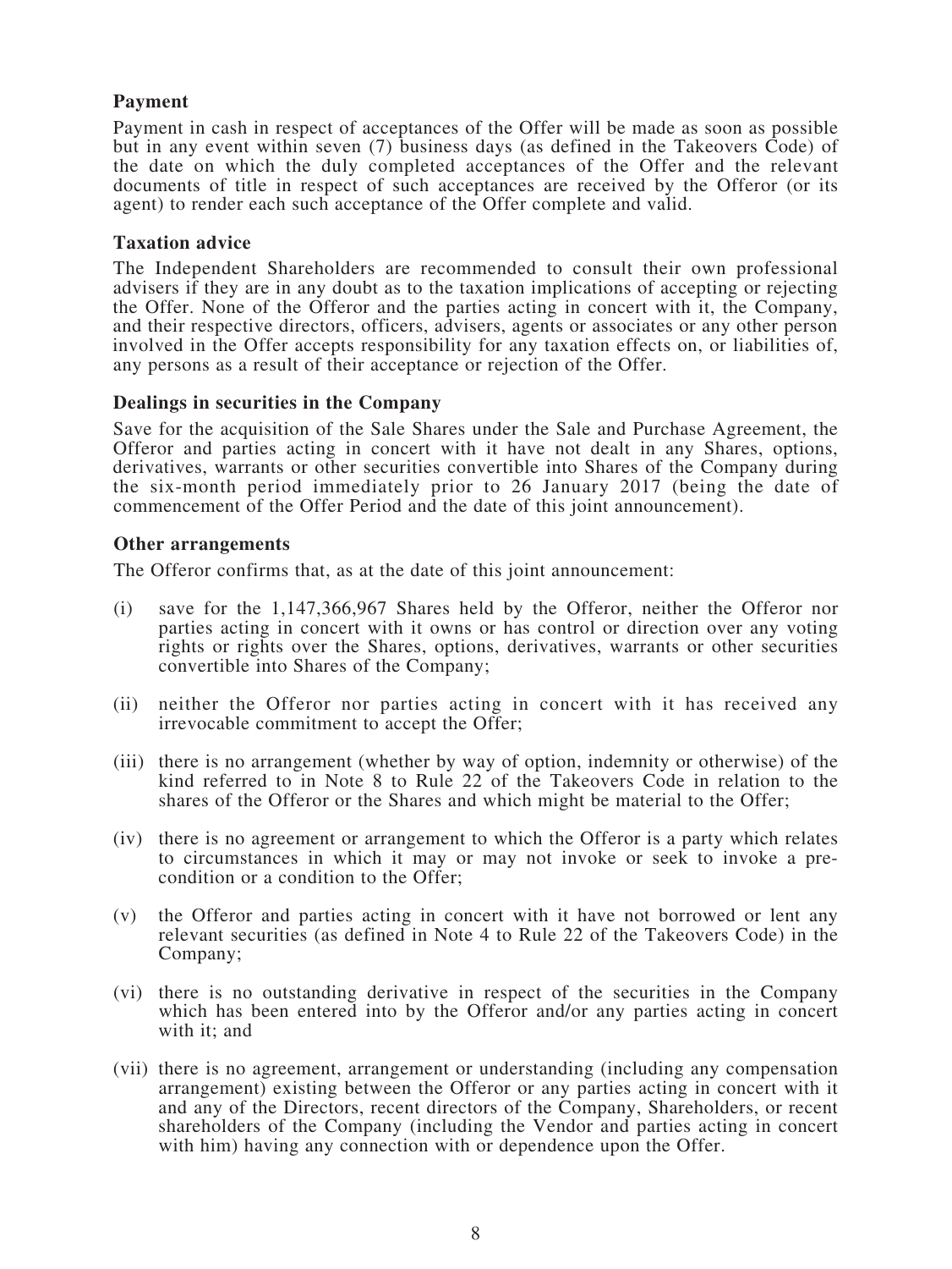**Payment**

Payment in cash in respect of acceptances of the Offer will be made as soon as possible but in any event within seven (7) business days (as defined in the Takeovers Code) of the date on which the duly completed acceptances of the Offer and the relevant documents of title in respect of such acceptances are received by the Offeror (or its agent) to render each such acceptance of the Offer complete and valid.

**Taxation advice**

The Independent Shareholders are recommended to consult their own professional advisers if they are in any doubt as to the taxation implications of accepting or rejecting the Offer. None of the Offeror and the parties acting in concert with it, the Company, and their respective directors, officers, advisers, agents or associates or any other person involved in the Offer accepts responsibility for any taxation effects on, or liabilities of, any persons as a result of their acceptance or rejection of the Offer.

**Dealings in securities in the Company**

Save for the acquisition of the Sale Shares under the Sale and Purchase Agreement, the Offeror and parties acting in concert with it have not dealt in any Shares, options, derivatives, warrants or other securities convertible into Shares of the Company during the six-month period immediately prior to 26 January 2017 (being the date of commencement of the Offer Period and the date of this joint announcement).

**Other arrangements**

The Offeror confirms that, as at the date of this joint announcement:

(i) save for the 1,147,366,967 Shares held by the Offeror, neither the Offeror nor parties acting in concert with it owns or has control or direction over any voting rights or rights over the Shares, options, derivatives, warrants or other securities convertible into Shares of the Company;

(ii) neither the Offeror nor parties acting in concert with it has received any irrevocable commitment to accept the Offer;

(iii) there is no arrangement (whether by way of option, indemnity or otherwise) of the kind referred to in Note 8 to Rule 22 of the Takeovers Code in relation to the shares of the Offeror or the Shares and which might be material to the Offer;

(iv) there is no agreement or arrangement to which the Offeror is a party which relates to circumstances in which it may or may not invoke or seek to invoke a pre-condition or a condition to the Offer;

(v) the Offeror and parties acting in concert with it have not borrowed or lent any relevant securities (as defined in Note 4 to Rule 22 of the Takeovers Code) in the Company;

(vi) there is no outstanding derivative in respect of the securities in the Company which has been entered into by the Offeror and/or any parties acting in concert with it; and

(vii) there is no agreement, arrangement or understanding (including any compensation arrangement) existing between the Offeror or any parties acting in concert with it and any of the Directors, recent directors of the Company, Shareholders, or recent shareholders of the Company (including the Vendor and parties acting in concert with him) having any connection with or dependence upon the Offer.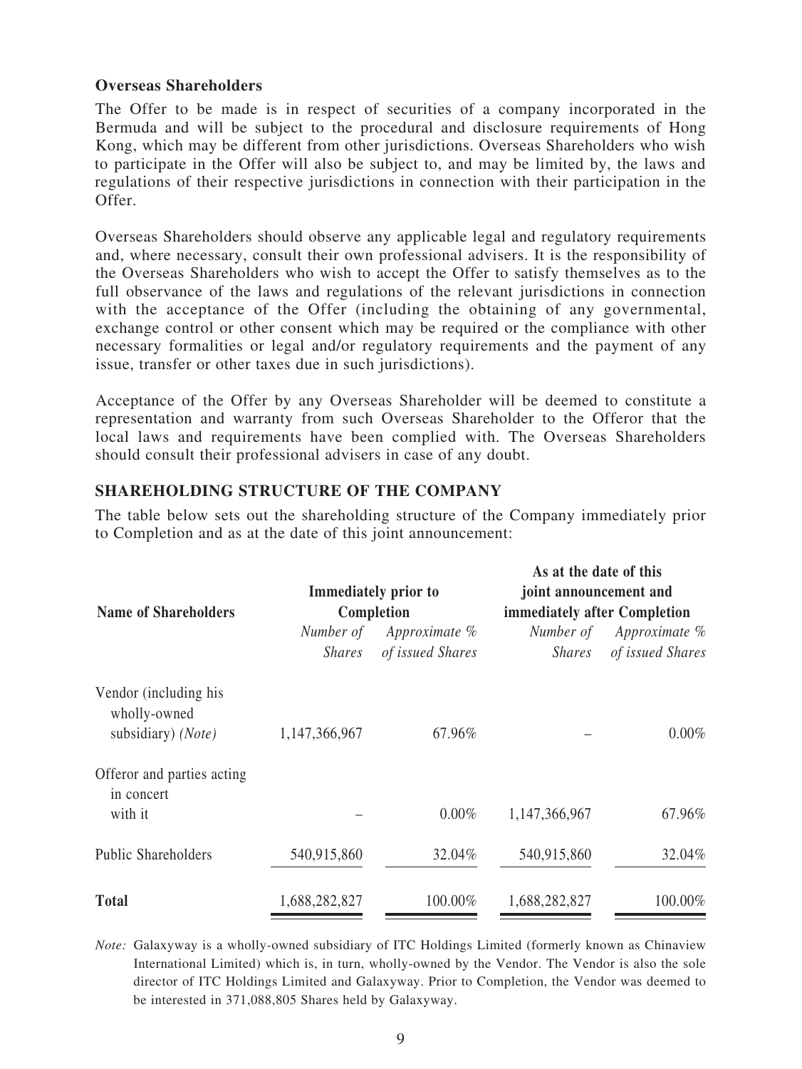**Overseas Shareholders**

The Offer to be made is in respect of securities of a company incorporated in the Bermuda and will be subject to the procedural and disclosure requirements of Hong Kong, which may be different from other jurisdictions. Overseas Shareholders who wish to participate in the Offer will also be subject to, and may be limited by, the laws and regulations of their respective jurisdictions in connection with their participation in the Offer.

Overseas Shareholders should observe any applicable legal and regulatory requirements and, where necessary, consult their own professional advisers. It is the responsibility of the Overseas Shareholders who wish to accept the Offer to satisfy themselves as to the full observance of the laws and regulations of the relevant jurisdictions in connection with the acceptance of the Offer (including the obtaining of any governmental, exchange control or other consent which may be required or the compliance with other necessary formalities or legal and/or regulatory requirements and the payment of any issue, transfer or other taxes due in such jurisdictions).

Acceptance of the Offer by any Overseas Shareholder will be deemed to constitute a representation and warranty from such Overseas Shareholder to the Offeror that the local laws and requirements have been complied with. The Overseas Shareholders should consult their professional advisers in case of any doubt.

## SHAREHOLDING STRUCTURE OF THE COMPANY

The table below sets out the shareholding structure of the Company immediately prior to Completion and as at the date of this joint announcement:

| Name of Shareholders | Immediately prior to Completion | | As at the date of this joint announcement and immediately after Completion | |
|---|---|---|---|---|
| | *Number of Shares* | *Approximate % of issued Shares* | *Number of Shares* | *Approximate % of issued Shares* |
| Vendor (including his wholly-owned subsidiary) *(Note)* | 1,147,366,967 | 67.96% | – | 0.00% |
| Offeror and parties acting in concert with it | – | 0.00% | 1,147,366,967 | 67.96% |
| Public Shareholders | 540,915,860 | 32.04% | 540,915,860 | 32.04% |
| **Total** | 1,688,282,827 | 100.00% | 1,688,282,827 | 100.00% |

*Note:* Galaxyway is a wholly-owned subsidiary of ITC Holdings Limited (formerly known as Chinaview International Limited) which is, in turn, wholly-owned by the Vendor. The Vendor is also the sole director of ITC Holdings Limited and Galaxyway. Prior to Completion, the Vendor was deemed to be interested in 371,088,805 Shares held by Galaxyway.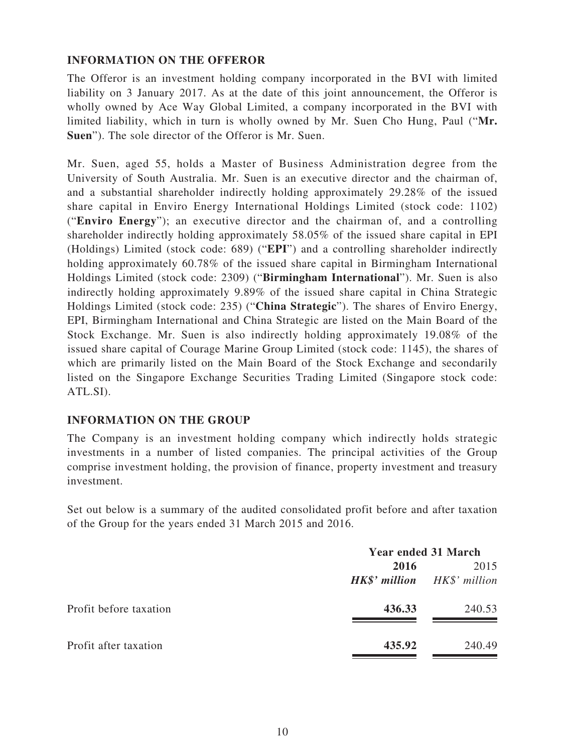## INFORMATION ON THE OFFEROR

The Offeror is an investment holding company incorporated in the BVI with limited liability on 3 January 2017. As at the date of this joint announcement, the Offeror is wholly owned by Ace Way Global Limited, a company incorporated in the BVI with limited liability, which in turn is wholly owned by Mr. Suen Cho Hung, Paul ("**Mr. Suen**"). The sole director of the Offeror is Mr. Suen.

Mr. Suen, aged 55, holds a Master of Business Administration degree from the University of South Australia. Mr. Suen is an executive director and the chairman of, and a substantial shareholder indirectly holding approximately 29.28% of the issued share capital in Enviro Energy International Holdings Limited (stock code: 1102) ("**Enviro Energy**"); an executive director and the chairman of, and a controlling shareholder indirectly holding approximately 58.05% of the issued share capital in EPI (Holdings) Limited (stock code: 689) ("**EPI**") and a controlling shareholder indirectly holding approximately 60.78% of the issued share capital in Birmingham International Holdings Limited (stock code: 2309) ("**Birmingham International**"). Mr. Suen is also indirectly holding approximately 9.89% of the issued share capital in China Strategic Holdings Limited (stock code: 235) ("**China Strategic**"). The shares of Enviro Energy, EPI, Birmingham International and China Strategic are listed on the Main Board of the Stock Exchange. Mr. Suen is also indirectly holding approximately 19.08% of the issued share capital of Courage Marine Group Limited (stock code: 1145), the shares of which are primarily listed on the Main Board of the Stock Exchange and secondarily listed on the Singapore Exchange Securities Trading Limited (Singapore stock code: ATL.SI).

## INFORMATION ON THE GROUP

The Company is an investment holding company which indirectly holds strategic investments in a number of listed companies. The principal activities of the Group comprise investment holding, the provision of finance, property investment and treasury investment.

Set out below is a summary of the audited consolidated profit before and after taxation of the Group for the years ended 31 March 2015 and 2016.

| | Year ended 31 March | |
|---|---|---|
| | **2016** | 2015 |
| | ***HK$' million*** | *HK$' million* |
| Profit before taxation | **436.33** | 240.53 |
| Profit after taxation | **435.92** | 240.49 |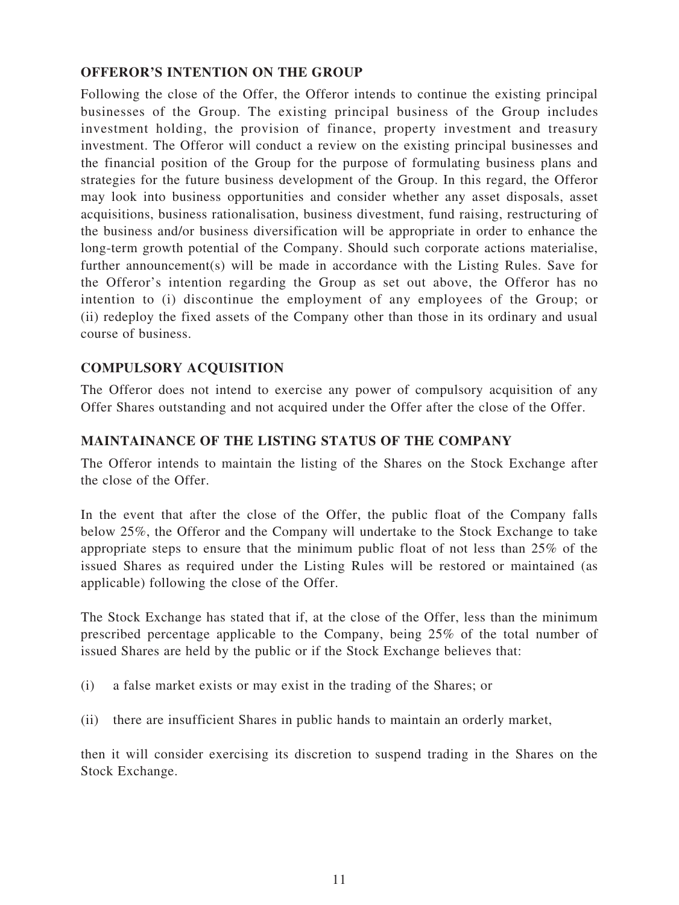## OFFEROR'S INTENTION ON THE GROUP

Following the close of the Offer, the Offeror intends to continue the existing principal businesses of the Group. The existing principal business of the Group includes investment holding, the provision of finance, property investment and treasury investment. The Offeror will conduct a review on the existing principal businesses and the financial position of the Group for the purpose of formulating business plans and strategies for the future business development of the Group. In this regard, the Offeror may look into business opportunities and consider whether any asset disposals, asset acquisitions, business rationalisation, business divestment, fund raising, restructuring of the business and/or business diversification will be appropriate in order to enhance the long-term growth potential of the Company. Should such corporate actions materialise, further announcement(s) will be made in accordance with the Listing Rules. Save for the Offeror's intention regarding the Group as set out above, the Offeror has no intention to (i) discontinue the employment of any employees of the Group; or (ii) redeploy the fixed assets of the Company other than those in its ordinary and usual course of business.

## COMPULSORY ACQUISITION

The Offeror does not intend to exercise any power of compulsory acquisition of any Offer Shares outstanding and not acquired under the Offer after the close of the Offer.

## MAINTAINANCE OF THE LISTING STATUS OF THE COMPANY

The Offeror intends to maintain the listing of the Shares on the Stock Exchange after the close of the Offer.

In the event that after the close of the Offer, the public float of the Company falls below 25%, the Offeror and the Company will undertake to the Stock Exchange to take appropriate steps to ensure that the minimum public float of not less than 25% of the issued Shares as required under the Listing Rules will be restored or maintained (as applicable) following the close of the Offer.

The Stock Exchange has stated that if, at the close of the Offer, less than the minimum prescribed percentage applicable to the Company, being 25% of the total number of issued Shares are held by the public or if the Stock Exchange believes that:

(i) a false market exists or may exist in the trading of the Shares; or

(ii) there are insufficient Shares in public hands to maintain an orderly market,

then it will consider exercising its discretion to suspend trading in the Shares on the Stock Exchange.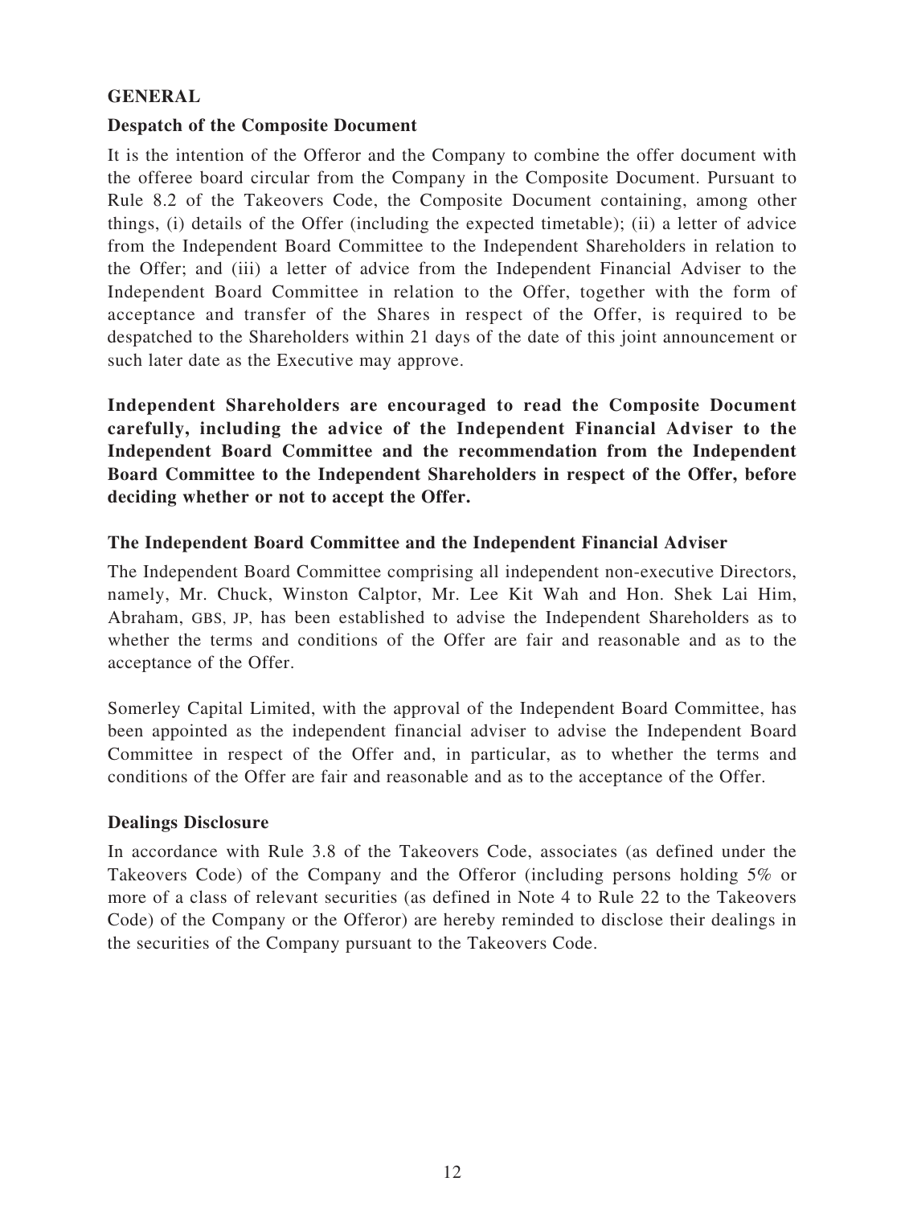## GENERAL

### Despatch of the Composite Document

It is the intention of the Offeror and the Company to combine the offer document with the offeree board circular from the Company in the Composite Document. Pursuant to Rule 8.2 of the Takeovers Code, the Composite Document containing, among other things, (i) details of the Offer (including the expected timetable); (ii) a letter of advice from the Independent Board Committee to the Independent Shareholders in relation to the Offer; and (iii) a letter of advice from the Independent Financial Adviser to the Independent Board Committee in relation to the Offer, together with the form of acceptance and transfer of the Shares in respect of the Offer, is required to be despatched to the Shareholders within 21 days of the date of this joint announcement or such later date as the Executive may approve.

**Independent Shareholders are encouraged to read the Composite Document carefully, including the advice of the Independent Financial Adviser to the Independent Board Committee and the recommendation from the Independent Board Committee to the Independent Shareholders in respect of the Offer, before deciding whether or not to accept the Offer.**

### The Independent Board Committee and the Independent Financial Adviser

The Independent Board Committee comprising all independent non-executive Directors, namely, Mr. Chuck, Winston Calptor, Mr. Lee Kit Wah and Hon. Shek Lai Him, Abraham, GBS, JP, has been established to advise the Independent Shareholders as to whether the terms and conditions of the Offer are fair and reasonable and as to the acceptance of the Offer.

Somerley Capital Limited, with the approval of the Independent Board Committee, has been appointed as the independent financial adviser to advise the Independent Board Committee in respect of the Offer and, in particular, as to whether the terms and conditions of the Offer are fair and reasonable and as to the acceptance of the Offer.

### Dealings Disclosure

In accordance with Rule 3.8 of the Takeovers Code, associates (as defined under the Takeovers Code) of the Company and the Offeror (including persons holding 5% or more of a class of relevant securities (as defined in Note 4 to Rule 22 to the Takeovers Code) of the Company or the Offeror) are hereby reminded to disclose their dealings in the securities of the Company pursuant to the Takeovers Code.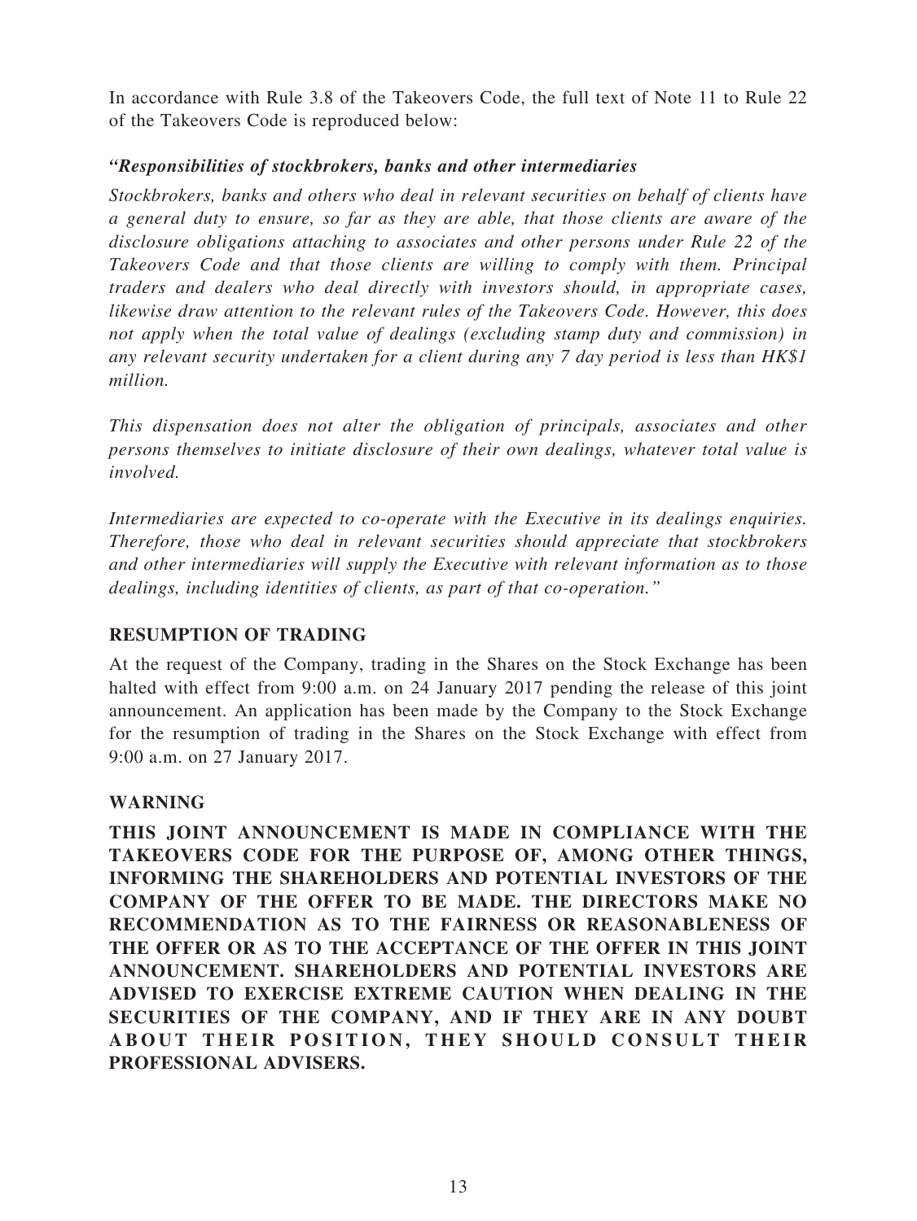In accordance with Rule 3.8 of the Takeovers Code, the full text of Note 11 to Rule 22 of the Takeovers Code is reproduced below:

***"Responsibilities of stockbrokers, banks and other intermediaries***

*Stockbrokers, banks and others who deal in relevant securities on behalf of clients have a general duty to ensure, so far as they are able, that those clients are aware of the disclosure obligations attaching to associates and other persons under Rule 22 of the Takeovers Code and that those clients are willing to comply with them. Principal traders and dealers who deal directly with investors should, in appropriate cases, likewise draw attention to the relevant rules of the Takeovers Code. However, this does not apply when the total value of dealings (excluding stamp duty and commission) in any relevant security undertaken for a client during any 7 day period is less than HK$1 million.*

*This dispensation does not alter the obligation of principals, associates and other persons themselves to initiate disclosure of their own dealings, whatever total value is involved.*

*Intermediaries are expected to co-operate with the Executive in its dealings enquiries. Therefore, those who deal in relevant securities should appreciate that stockbrokers and other intermediaries will supply the Executive with relevant information as to those dealings, including identities of clients, as part of that co-operation."*

## RESUMPTION OF TRADING

At the request of the Company, trading in the Shares on the Stock Exchange has been halted with effect from 9:00 a.m. on 24 January 2017 pending the release of this joint announcement. An application has been made by the Company to the Stock Exchange for the resumption of trading in the Shares on the Stock Exchange with effect from 9:00 a.m. on 27 January 2017.

## WARNING

**THIS JOINT ANNOUNCEMENT IS MADE IN COMPLIANCE WITH THE TAKEOVERS CODE FOR THE PURPOSE OF, AMONG OTHER THINGS, INFORMING THE SHAREHOLDERS AND POTENTIAL INVESTORS OF THE COMPANY OF THE OFFER TO BE MADE. THE DIRECTORS MAKE NO RECOMMENDATION AS TO THE FAIRNESS OR REASONABLENESS OF THE OFFER OR AS TO THE ACCEPTANCE OF THE OFFER IN THIS JOINT ANNOUNCEMENT. SHAREHOLDERS AND POTENTIAL INVESTORS ARE ADVISED TO EXERCISE EXTREME CAUTION WHEN DEALING IN THE SECURITIES OF THE COMPANY, AND IF THEY ARE IN ANY DOUBT ABOUT THEIR POSITION, THEY SHOULD CONSULT THEIR PROFESSIONAL ADVISERS.**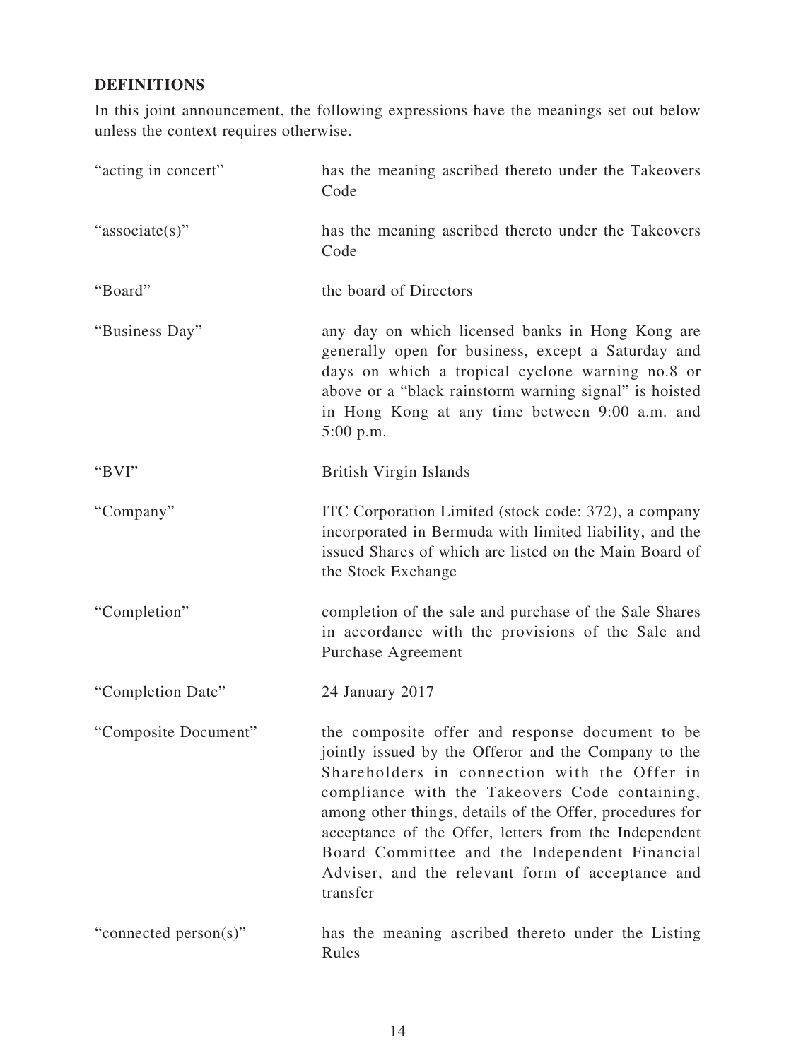## DEFINITIONS

In this joint announcement, the following expressions have the meanings set out below unless the context requires otherwise.

| | |
|---|---|
| "acting in concert" | has the meaning ascribed thereto under the Takeovers Code |
| "associate(s)" | has the meaning ascribed thereto under the Takeovers Code |
| "Board" | the board of Directors |
| "Business Day" | any day on which licensed banks in Hong Kong are generally open for business, except a Saturday and days on which a tropical cyclone warning no.8 or above or a "black rainstorm warning signal" is hoisted in Hong Kong at any time between 9:00 a.m. and 5:00 p.m. |
| "BVI" | British Virgin Islands |
| "Company" | ITC Corporation Limited (stock code: 372), a company incorporated in Bermuda with limited liability, and the issued Shares of which are listed on the Main Board of the Stock Exchange |
| "Completion" | completion of the sale and purchase of the Sale Shares in accordance with the provisions of the Sale and Purchase Agreement |
| "Completion Date" | 24 January 2017 |
| "Composite Document" | the composite offer and response document to be jointly issued by the Offeror and the Company to the Shareholders in connection with the Offer in compliance with the Takeovers Code containing, among other things, details of the Offer, procedures for acceptance of the Offer, letters from the Independent Board Committee and the Independent Financial Adviser, and the relevant form of acceptance and transfer |
| "connected person(s)" | has the meaning ascribed thereto under the Listing Rules |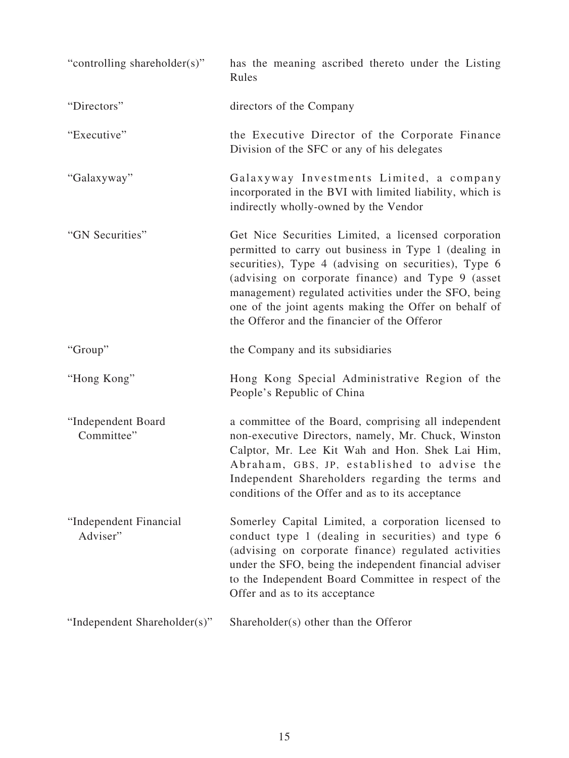| | |
|---|---|
| "controlling shareholder(s)" | has the meaning ascribed thereto under the Listing Rules |
| "Directors" | directors of the Company |
| "Executive" | the Executive Director of the Corporate Finance Division of the SFC or any of his delegates |
| "Galaxyway" | Galaxyway Investments Limited, a company incorporated in the BVI with limited liability, which is indirectly wholly-owned by the Vendor |
| "GN Securities" | Get Nice Securities Limited, a licensed corporation permitted to carry out business in Type 1 (dealing in securities), Type 4 (advising on securities), Type 6 (advising on corporate finance) and Type 9 (asset management) regulated activities under the SFO, being one of the joint agents making the Offer on behalf of the Offeror and the financier of the Offeror |
| "Group" | the Company and its subsidiaries |
| "Hong Kong" | Hong Kong Special Administrative Region of the People's Republic of China |
| "Independent Board Committee" | a committee of the Board, comprising all independent non-executive Directors, namely, Mr. Chuck, Winston Calptor, Mr. Lee Kit Wah and Hon. Shek Lai Him, Abraham, GBS, JP, established to advise the Independent Shareholders regarding the terms and conditions of the Offer and as to its acceptance |
| "Independent Financial Adviser" | Somerley Capital Limited, a corporation licensed to conduct type 1 (dealing in securities) and type 6 (advising on corporate finance) regulated activities under the SFO, being the independent financial adviser to the Independent Board Committee in respect of the Offer and as to its acceptance |
| "Independent Shareholder(s)" | Shareholder(s) other than the Offeror |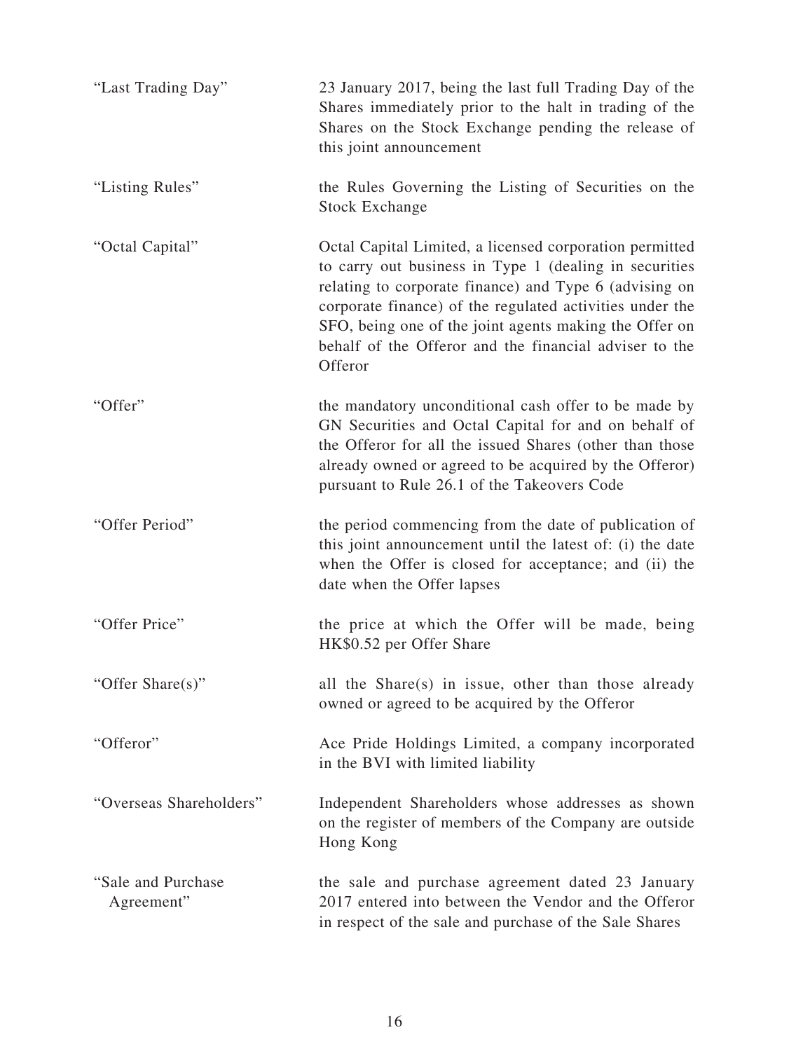| | |
|---|---|
| "Last Trading Day" | 23 January 2017, being the last full Trading Day of the Shares immediately prior to the halt in trading of the Shares on the Stock Exchange pending the release of this joint announcement |
| "Listing Rules" | the Rules Governing the Listing of Securities on the Stock Exchange |
| "Octal Capital" | Octal Capital Limited, a licensed corporation permitted to carry out business in Type 1 (dealing in securities relating to corporate finance) and Type 6 (advising on corporate finance) of the regulated activities under the SFO, being one of the joint agents making the Offer on behalf of the Offeror and the financial adviser to the Offeror |
| "Offer" | the mandatory unconditional cash offer to be made by GN Securities and Octal Capital for and on behalf of the Offeror for all the issued Shares (other than those already owned or agreed to be acquired by the Offeror) pursuant to Rule 26.1 of the Takeovers Code |
| "Offer Period" | the period commencing from the date of publication of this joint announcement until the latest of: (i) the date when the Offer is closed for acceptance; and (ii) the date when the Offer lapses |
| "Offer Price" | the price at which the Offer will be made, being HK$0.52 per Offer Share |
| "Offer Share(s)" | all the Share(s) in issue, other than those already owned or agreed to be acquired by the Offeror |
| "Offeror" | Ace Pride Holdings Limited, a company incorporated in the BVI with limited liability |
| "Overseas Shareholders" | Independent Shareholders whose addresses as shown on the register of members of the Company are outside Hong Kong |
| "Sale and Purchase Agreement" | the sale and purchase agreement dated 23 January 2017 entered into between the Vendor and the Offeror in respect of the sale and purchase of the Sale Shares |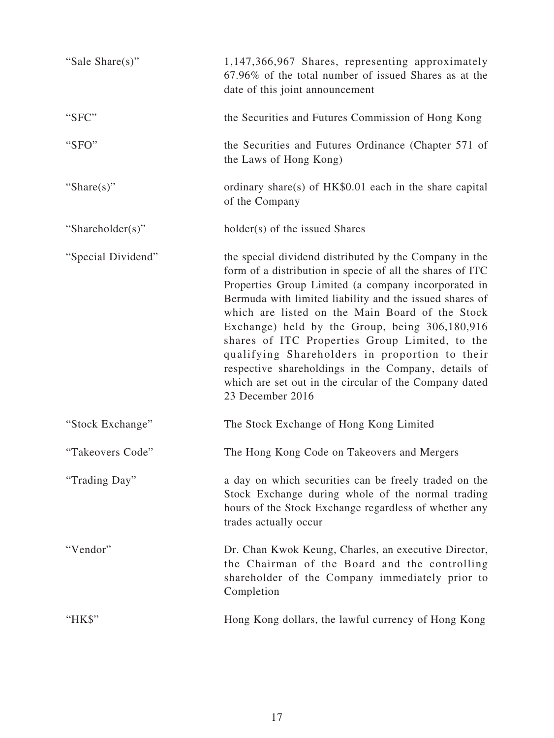| | |
|---|---|
| "Sale Share(s)" | 1,147,366,967 Shares, representing approximately 67.96% of the total number of issued Shares as at the date of this joint announcement |
| "SFC" | the Securities and Futures Commission of Hong Kong |
| "SFO" | the Securities and Futures Ordinance (Chapter 571 of the Laws of Hong Kong) |
| "Share(s)" | ordinary share(s) of HK$0.01 each in the share capital of the Company |
| "Shareholder(s)" | holder(s) of the issued Shares |
| "Special Dividend" | the special dividend distributed by the Company in the form of a distribution in specie of all the shares of ITC Properties Group Limited (a company incorporated in Bermuda with limited liability and the issued shares of which are listed on the Main Board of the Stock Exchange) held by the Group, being 306,180,916 shares of ITC Properties Group Limited, to the qualifying Shareholders in proportion to their respective shareholdings in the Company, details of which are set out in the circular of the Company dated 23 December 2016 |
| "Stock Exchange" | The Stock Exchange of Hong Kong Limited |
| "Takeovers Code" | The Hong Kong Code on Takeovers and Mergers |
| "Trading Day" | a day on which securities can be freely traded on the Stock Exchange during whole of the normal trading hours of the Stock Exchange regardless of whether any trades actually occur |
| "Vendor" | Dr. Chan Kwok Keung, Charles, an executive Director, the Chairman of the Board and the controlling shareholder of the Company immediately prior to Completion |
| "HK$" | Hong Kong dollars, the lawful currency of Hong Kong |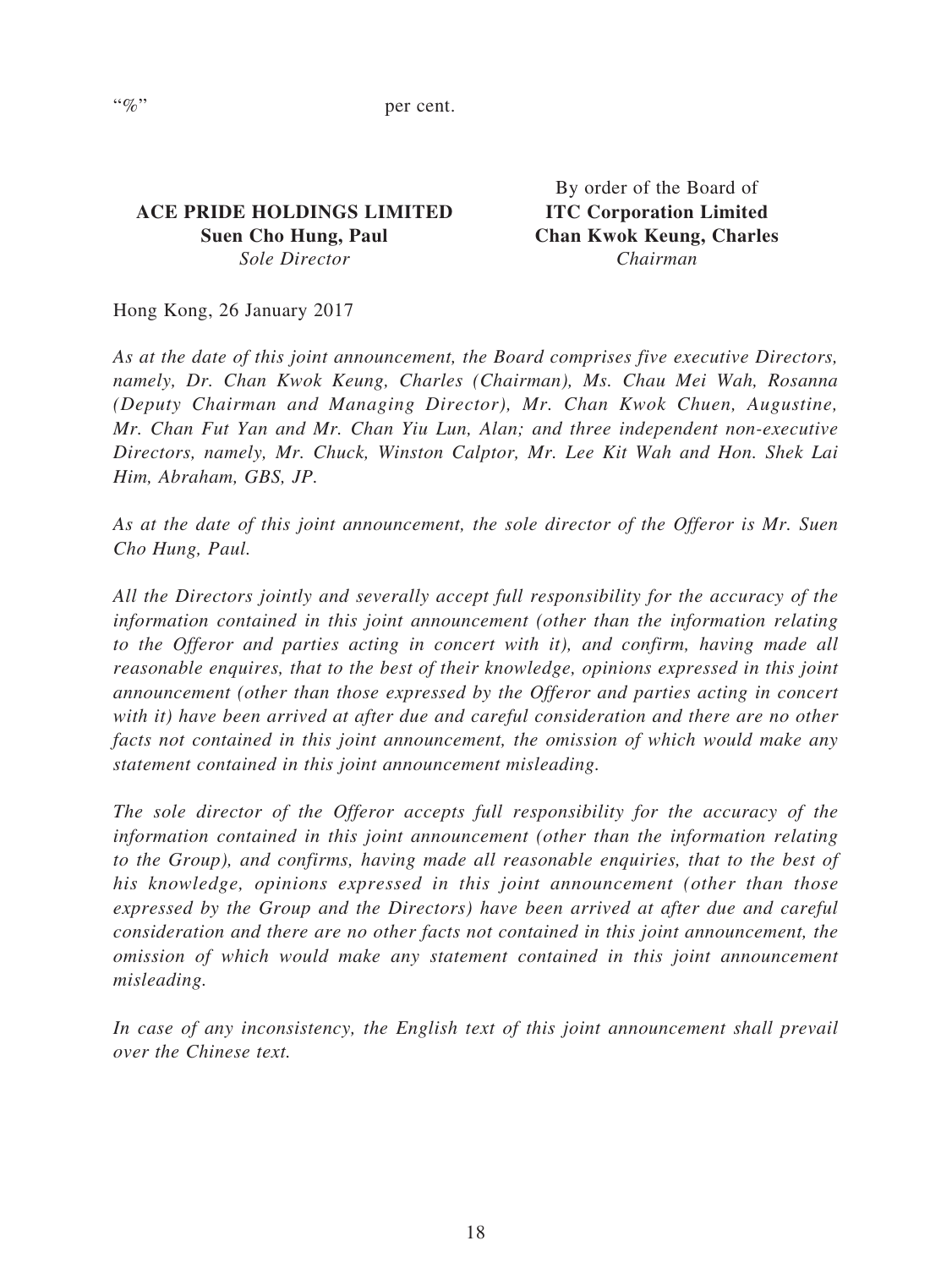"%" per cent.

By order of the Board of

**ACE PRIDE HOLDINGS LIMITED**
**Suen Cho Hung, Paul**
*Sole Director*

**ITC Corporation Limited**
**Chan Kwok Keung, Charles**
*Chairman*

Hong Kong, 26 January 2017

*As at the date of this joint announcement, the Board comprises five executive Directors, namely, Dr. Chan Kwok Keung, Charles (Chairman), Ms. Chau Mei Wah, Rosanna (Deputy Chairman and Managing Director), Mr. Chan Kwok Chuen, Augustine, Mr. Chan Fut Yan and Mr. Chan Yiu Lun, Alan; and three independent non-executive Directors, namely, Mr. Chuck, Winston Calptor, Mr. Lee Kit Wah and Hon. Shek Lai Him, Abraham, GBS, JP.*

*As at the date of this joint announcement, the sole director of the Offeror is Mr. Suen Cho Hung, Paul.*

*All the Directors jointly and severally accept full responsibility for the accuracy of the information contained in this joint announcement (other than the information relating to the Offeror and parties acting in concert with it), and confirm, having made all reasonable enquires, that to the best of their knowledge, opinions expressed in this joint announcement (other than those expressed by the Offeror and parties acting in concert with it) have been arrived at after due and careful consideration and there are no other facts not contained in this joint announcement, the omission of which would make any statement contained in this joint announcement misleading.*

*The sole director of the Offeror accepts full responsibility for the accuracy of the information contained in this joint announcement (other than the information relating to the Group), and confirms, having made all reasonable enquiries, that to the best of his knowledge, opinions expressed in this joint announcement (other than those expressed by the Group and the Directors) have been arrived at after due and careful consideration and there are no other facts not contained in this joint announcement, the omission of which would make any statement contained in this joint announcement misleading.*

*In case of any inconsistency, the English text of this joint announcement shall prevail over the Chinese text.*